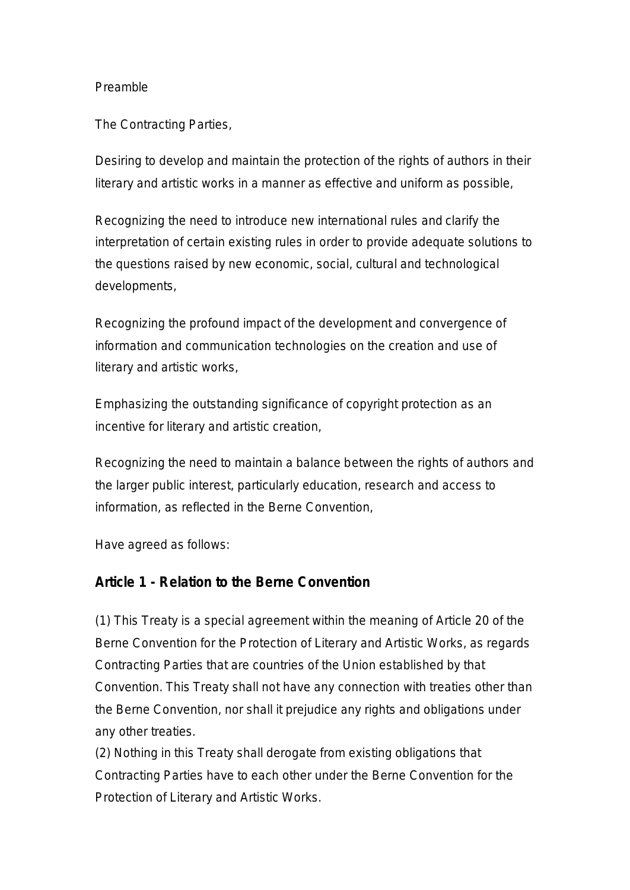Preamble

The Contracting Parties,

Desiring to develop and maintain the protection of the rights of authors in their literary and artistic works in a manner as effective and uniform as possible,

Recognizing the need to introduce new international rules and clarify the interpretation of certain existing rules in order to provide adequate solutions to the questions raised by new economic, social, cultural and technological developments,

Recognizing the profound impact of the development and convergence of information and communication technologies on the creation and use of literary and artistic works,

Emphasizing the outstanding significance of copyright protection as an incentive for literary and artistic creation,

Recognizing the need to maintain a balance between the rights of authors and the larger public interest, particularly education, research and access to information, as reflected in the Berne Convention,

Have agreed as follows:

## Article 1 - Relation to the Berne Convention

(1) This Treaty is a special agreement within the meaning of Article 20 of the Berne Convention for the Protection of Literary and Artistic Works, as regards Contracting Parties that are countries of the Union established by that Convention. This Treaty shall not have any connection with treaties other than the Berne Convention, nor shall it prejudice any rights and obligations under any other treaties.
(2) Nothing in this Treaty shall derogate from existing obligations that Contracting Parties have to each other under the Berne Convention for the Protection of Literary and Artistic Works.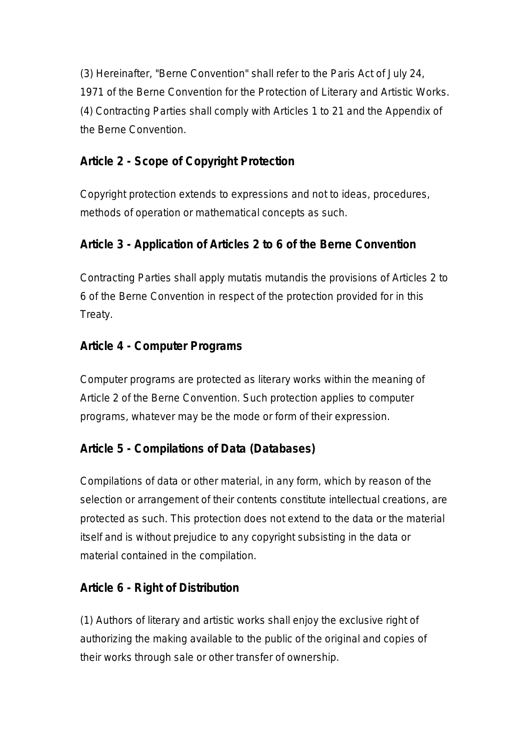(3) Hereinafter, "Berne Convention" shall refer to the Paris Act of July 24, 1971 of the Berne Convention for the Protection of Literary and Artistic Works.
(4) Contracting Parties shall comply with Articles 1 to 21 and the Appendix of the Berne Convention.

## Article 2 - Scope of Copyright Protection

Copyright protection extends to expressions and not to ideas, procedures, methods of operation or mathematical concepts as such.

## Article 3 - Application of Articles 2 to 6 of the Berne Convention

Contracting Parties shall apply mutatis mutandis the provisions of Articles 2 to 6 of the Berne Convention in respect of the protection provided for in this Treaty.

## Article 4 - Computer Programs

Computer programs are protected as literary works within the meaning of Article 2 of the Berne Convention. Such protection applies to computer programs, whatever may be the mode or form of their expression.

## Article 5 - Compilations of Data (Databases)

Compilations of data or other material, in any form, which by reason of the selection or arrangement of their contents constitute intellectual creations, are protected as such. This protection does not extend to the data or the material itself and is without prejudice to any copyright subsisting in the data or material contained in the compilation.

## Article 6 - Right of Distribution

(1) Authors of literary and artistic works shall enjoy the exclusive right of authorizing the making available to the public of the original and copies of their works through sale or other transfer of ownership.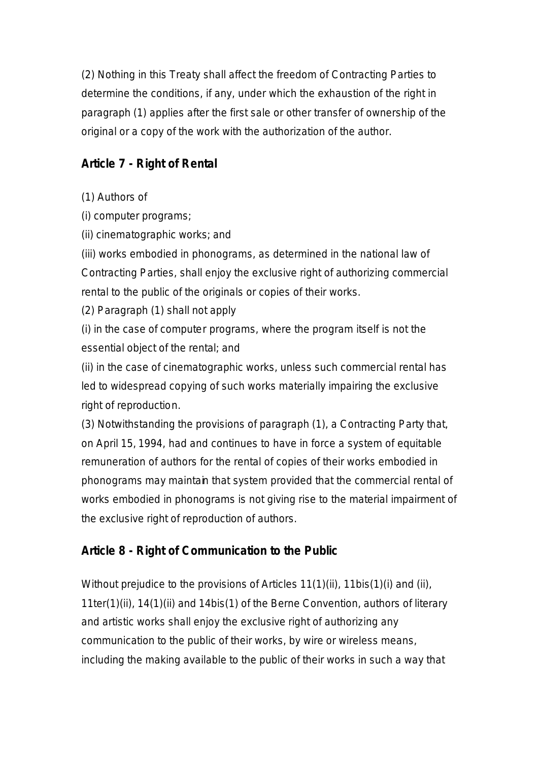(2) Nothing in this Treaty shall affect the freedom of Contracting Parties to determine the conditions, if any, under which the exhaustion of the right in paragraph (1) applies after the first sale or other transfer of ownership of the original or a copy of the work with the authorization of the author.

## Article 7 - Right of Rental

(1) Authors of

(i) computer programs;

(ii) cinematographic works; and

(iii) works embodied in phonograms, as determined in the national law of Contracting Parties, shall enjoy the exclusive right of authorizing commercial rental to the public of the originals or copies of their works.

(2) Paragraph (1) shall not apply

(i) in the case of computer programs, where the program itself is not the essential object of the rental; and

(ii) in the case of cinematographic works, unless such commercial rental has led to widespread copying of such works materially impairing the exclusive right of reproduction.

(3) Notwithstanding the provisions of paragraph (1), a Contracting Party that, on April 15, 1994, had and continues to have in force a system of equitable remuneration of authors for the rental of copies of their works embodied in phonograms may maintain that system provided that the commercial rental of works embodied in phonograms is not giving rise to the material impairment of the exclusive right of reproduction of authors.

## Article 8 - Right of Communication to the Public

Without prejudice to the provisions of Articles 11(1)(ii), 11bis(1)(i) and (ii), 11ter(1)(ii), 14(1)(ii) and 14bis(1) of the Berne Convention, authors of literary and artistic works shall enjoy the exclusive right of authorizing any communication to the public of their works, by wire or wireless means, including the making available to the public of their works in such a way that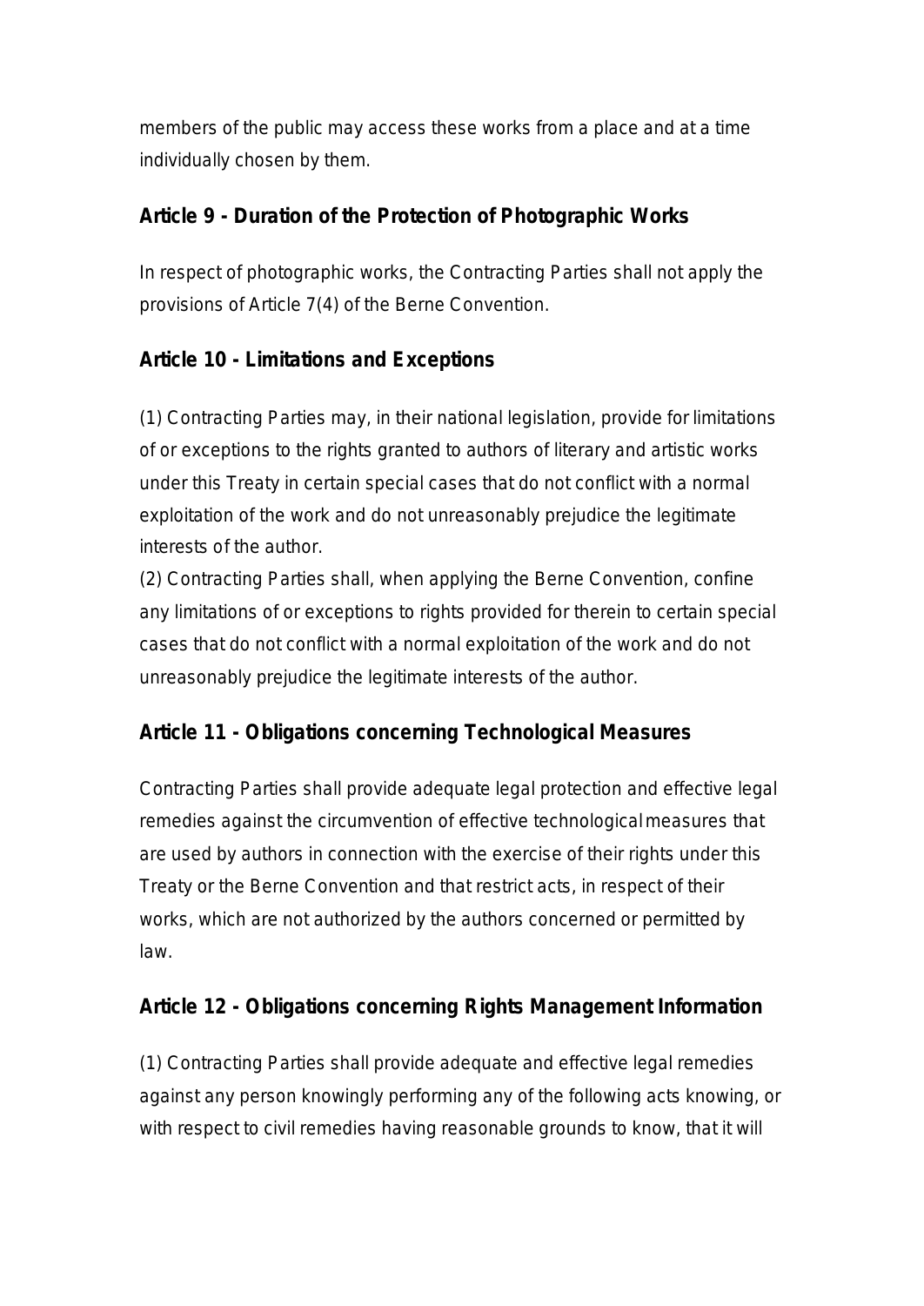members of the public may access these works from a place and at a time individually chosen by them.

### Article 9 - Duration of the Protection of Photographic Works

In respect of photographic works, the Contracting Parties shall not apply the provisions of Article 7(4) of the Berne Convention.

### Article 10 - Limitations and Exceptions

(1) Contracting Parties may, in their national legislation, provide for limitations of or exceptions to the rights granted to authors of literary and artistic works under this Treaty in certain special cases that do not conflict with a normal exploitation of the work and do not unreasonably prejudice the legitimate interests of the author.
(2) Contracting Parties shall, when applying the Berne Convention, confine any limitations of or exceptions to rights provided for therein to certain special cases that do not conflict with a normal exploitation of the work and do not unreasonably prejudice the legitimate interests of the author.

### Article 11 - Obligations concerning Technological Measures

Contracting Parties shall provide adequate legal protection and effective legal remedies against the circumvention of effective technological measures that are used by authors in connection with the exercise of their rights under this Treaty or the Berne Convention and that restrict acts, in respect of their works, which are not authorized by the authors concerned or permitted by law.

### Article 12 - Obligations concerning Rights Management Information

(1) Contracting Parties shall provide adequate and effective legal remedies against any person knowingly performing any of the following acts knowing, or with respect to civil remedies having reasonable grounds to know, that it will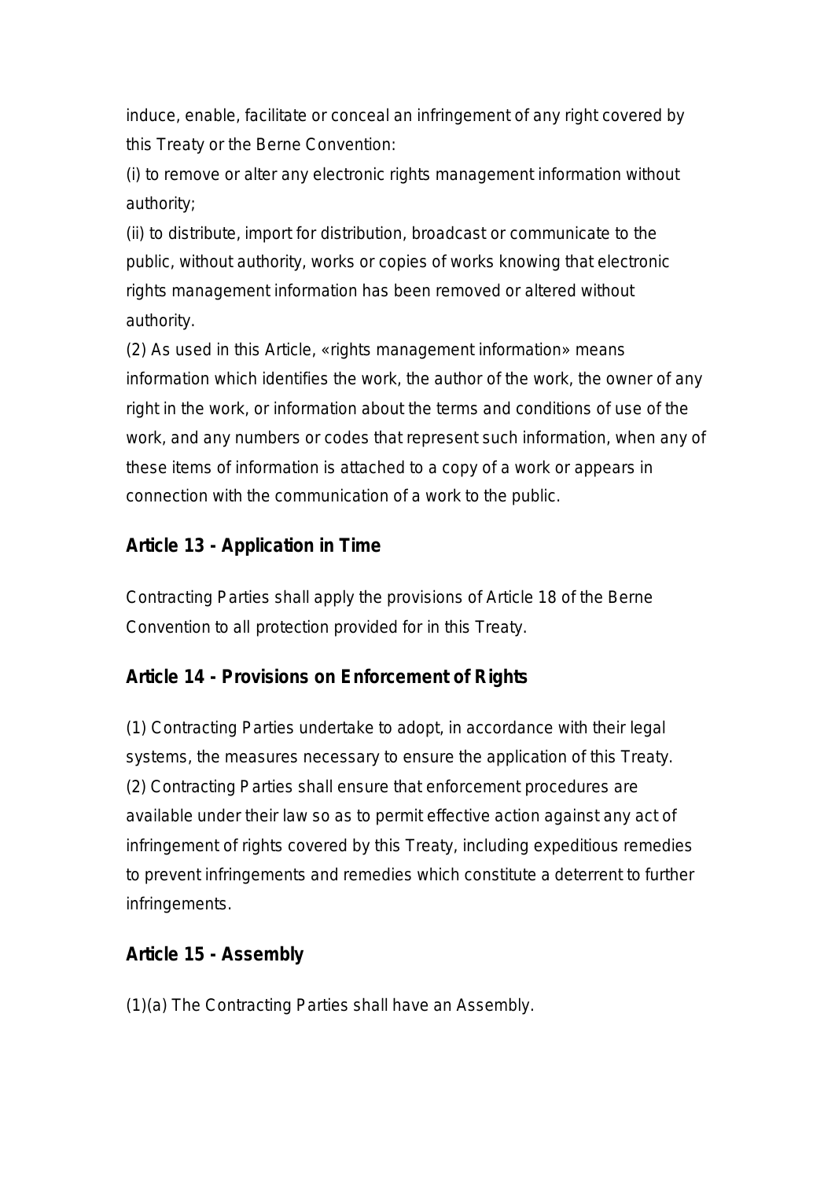induce, enable, facilitate or conceal an infringement of any right covered by this Treaty or the Berne Convention:

(i) to remove or alter any electronic rights management information without authority;

(ii) to distribute, import for distribution, broadcast or communicate to the public, without authority, works or copies of works knowing that electronic rights management information has been removed or altered without authority.

(2) As used in this Article, «rights management information» means information which identifies the work, the author of the work, the owner of any right in the work, or information about the terms and conditions of use of the work, and any numbers or codes that represent such information, when any of these items of information is attached to a copy of a work or appears in connection with the communication of a work to the public.

### Article 13 - Application in Time

Contracting Parties shall apply the provisions of Article 18 of the Berne Convention to all protection provided for in this Treaty.

### Article 14 - Provisions on Enforcement of Rights

(1) Contracting Parties undertake to adopt, in accordance with their legal systems, the measures necessary to ensure the application of this Treaty.

(2) Contracting Parties shall ensure that enforcement procedures are available under their law so as to permit effective action against any act of infringement of rights covered by this Treaty, including expeditious remedies to prevent infringements and remedies which constitute a deterrent to further infringements.

### Article 15 - Assembly

(1)(a) The Contracting Parties shall have an Assembly.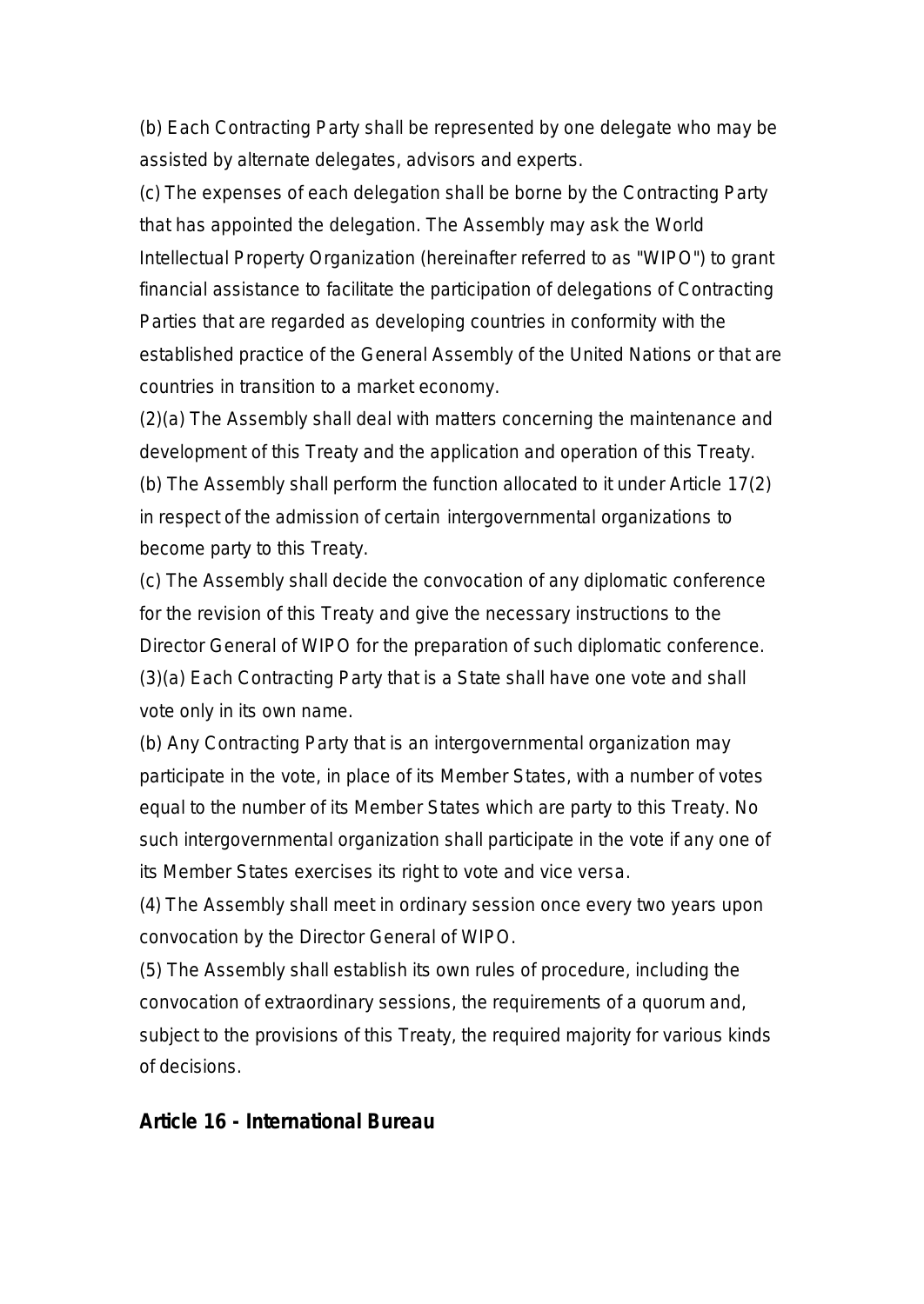(b) Each Contracting Party shall be represented by one delegate who may be assisted by alternate delegates, advisors and experts.

(c) The expenses of each delegation shall be borne by the Contracting Party that has appointed the delegation. The Assembly may ask the World Intellectual Property Organization (hereinafter referred to as "WIPO") to grant financial assistance to facilitate the participation of delegations of Contracting Parties that are regarded as developing countries in conformity with the established practice of the General Assembly of the United Nations or that are countries in transition to a market economy.

(2)(a) The Assembly shall deal with matters concerning the maintenance and development of this Treaty and the application and operation of this Treaty.

(b) The Assembly shall perform the function allocated to it under Article 17(2) in respect of the admission of certain intergovernmental organizations to become party to this Treaty.

(c) The Assembly shall decide the convocation of any diplomatic conference for the revision of this Treaty and give the necessary instructions to the Director General of WIPO for the preparation of such diplomatic conference.

(3)(a) Each Contracting Party that is a State shall have one vote and shall vote only in its own name.

(b) Any Contracting Party that is an intergovernmental organization may participate in the vote, in place of its Member States, with a number of votes equal to the number of its Member States which are party to this Treaty. No such intergovernmental organization shall participate in the vote if any one of its Member States exercises its right to vote and vice versa.

(4) The Assembly shall meet in ordinary session once every two years upon convocation by the Director General of WIPO.

(5) The Assembly shall establish its own rules of procedure, including the convocation of extraordinary sessions, the requirements of a quorum and, subject to the provisions of this Treaty, the required majority for various kinds of decisions.

### Article 16 - International Bureau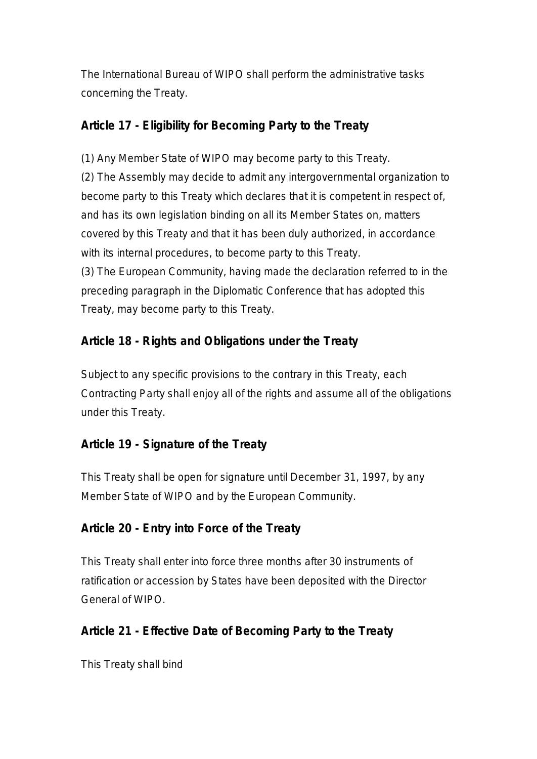The International Bureau of WIPO shall perform the administrative tasks concerning the Treaty.

### Article 17 - Eligibility for Becoming Party to the Treaty

(1) Any Member State of WIPO may become party to this Treaty.
(2) The Assembly may decide to admit any intergovernmental organization to become party to this Treaty which declares that it is competent in respect of, and has its own legislation binding on all its Member States on, matters covered by this Treaty and that it has been duly authorized, in accordance with its internal procedures, to become party to this Treaty.
(3) The European Community, having made the declaration referred to in the preceding paragraph in the Diplomatic Conference that has adopted this Treaty, may become party to this Treaty.

### Article 18 - Rights and Obligations under the Treaty

Subject to any specific provisions to the contrary in this Treaty, each Contracting Party shall enjoy all of the rights and assume all of the obligations under this Treaty.

### Article 19 - Signature of the Treaty

This Treaty shall be open for signature until December 31, 1997, by any Member State of WIPO and by the European Community.

### Article 20 - Entry into Force of the Treaty

This Treaty shall enter into force three months after 30 instruments of ratification or accession by States have been deposited with the Director General of WIPO.

### Article 21 - Effective Date of Becoming Party to the Treaty

This Treaty shall bind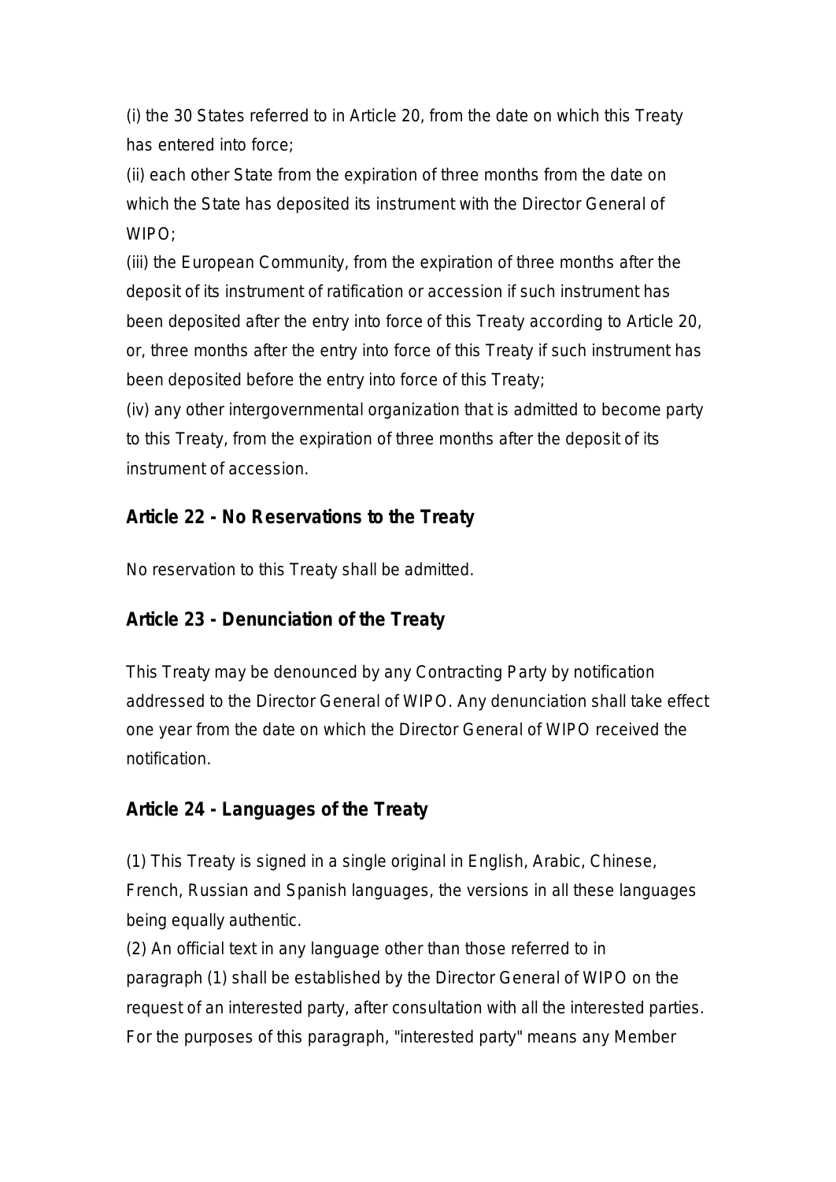(i) the 30 States referred to in Article 20, from the date on which this Treaty has entered into force;

(ii) each other State from the expiration of three months from the date on which the State has deposited its instrument with the Director General of WIPO;

(iii) the European Community, from the expiration of three months after the deposit of its instrument of ratification or accession if such instrument has been deposited after the entry into force of this Treaty according to Article 20, or, three months after the entry into force of this Treaty if such instrument has been deposited before the entry into force of this Treaty;

(iv) any other intergovernmental organization that is admitted to become party to this Treaty, from the expiration of three months after the deposit of its instrument of accession.

### Article 22 - No Reservations to the Treaty

No reservation to this Treaty shall be admitted.

### Article 23 - Denunciation of the Treaty

This Treaty may be denounced by any Contracting Party by notification addressed to the Director General of WIPO. Any denunciation shall take effect one year from the date on which the Director General of WIPO received the notification.

### Article 24 - Languages of the Treaty

(1) This Treaty is signed in a single original in English, Arabic, Chinese, French, Russian and Spanish languages, the versions in all these languages being equally authentic.

(2) An official text in any language other than those referred to in paragraph (1) shall be established by the Director General of WIPO on the request of an interested party, after consultation with all the interested parties. For the purposes of this paragraph, "interested party" means any Member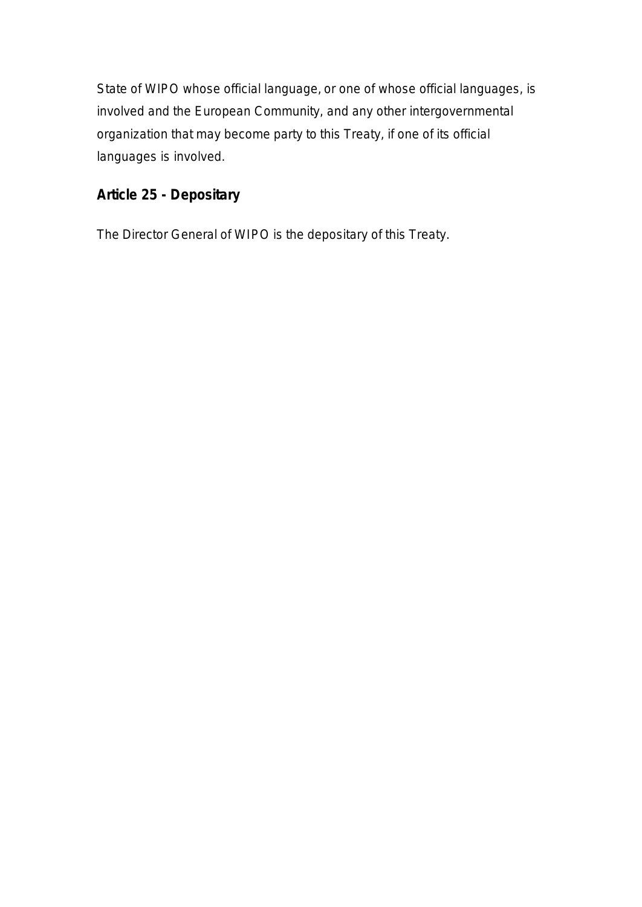State of WIPO whose official language, or one of whose official languages, is involved and the European Community, and any other intergovernmental organization that may become party to this Treaty, if one of its official languages is involved.

### Article 25 - Depositary

The Director General of WIPO is the depositary of this Treaty.